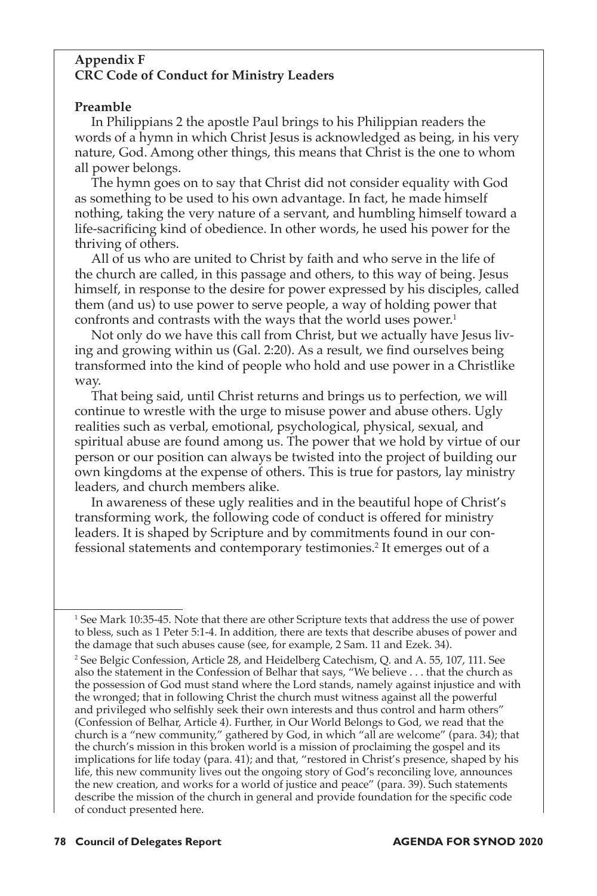**Appendix F**
**CRC Code of Conduct for Ministry Leaders**

**Preamble**

In Philippians 2 the apostle Paul brings to his Philippian readers the words of a hymn in which Christ Jesus is acknowledged as being, in his very nature, God. Among other things, this means that Christ is the one to whom all power belongs.

The hymn goes on to say that Christ did not consider equality with God as something to be used to his own advantage. In fact, he made himself nothing, taking the very nature of a servant, and humbling himself toward a life-sacrificing kind of obedience. In other words, he used his power for the thriving of others.

All of us who are united to Christ by faith and who serve in the life of the church are called, in this passage and others, to this way of being. Jesus himself, in response to the desire for power expressed by his disciples, called them (and us) to use power to serve people, a way of holding power that confronts and contrasts with the ways that the world uses power.[1]

Not only do we have this call from Christ, but we actually have Jesus living and growing within us (Gal. 2:20). As a result, we find ourselves being transformed into the kind of people who hold and use power in a Christlike way.

That being said, until Christ returns and brings us to perfection, we will continue to wrestle with the urge to misuse power and abuse others. Ugly realities such as verbal, emotional, psychological, physical, sexual, and spiritual abuse are found among us. The power that we hold by virtue of our person or our position can always be twisted into the project of building our own kingdoms at the expense of others. This is true for pastors, lay ministry leaders, and church members alike.

In awareness of these ugly realities and in the beautiful hope of Christ's transforming work, the following code of conduct is offered for ministry leaders. It is shaped by Scripture and by commitments found in our confessional statements and contemporary testimonies.[2] It emerges out of a

---

[1] See Mark 10:35-45. Note that there are other Scripture texts that address the use of power to bless, such as 1 Peter 5:1-4. In addition, there are texts that describe abuses of power and the damage that such abuses cause (see, for example, 2 Sam. 11 and Ezek. 34).

[2] See Belgic Confession, Article 28, and Heidelberg Catechism, Q. and A. 55, 107, 111. See also the statement in the Confession of Belhar that says, "We believe . . . that the church as the possession of God must stand where the Lord stands, namely against injustice and with the wronged; that in following Christ the church must witness against all the powerful and privileged who selfishly seek their own interests and thus control and harm others" (Confession of Belhar, Article 4). Further, in Our World Belongs to God, we read that the church is a "new community," gathered by God, in which "all are welcome" (para. 34); that the church's mission in this broken world is a mission of proclaiming the gospel and its implications for life today (para. 41); and that, "restored in Christ's presence, shaped by his life, this new community lives out the ongoing story of God's reconciling love, announces the new creation, and works for a world of justice and peace" (para. 39). Such statements describe the mission of the church in general and provide foundation for the specific code of conduct presented here.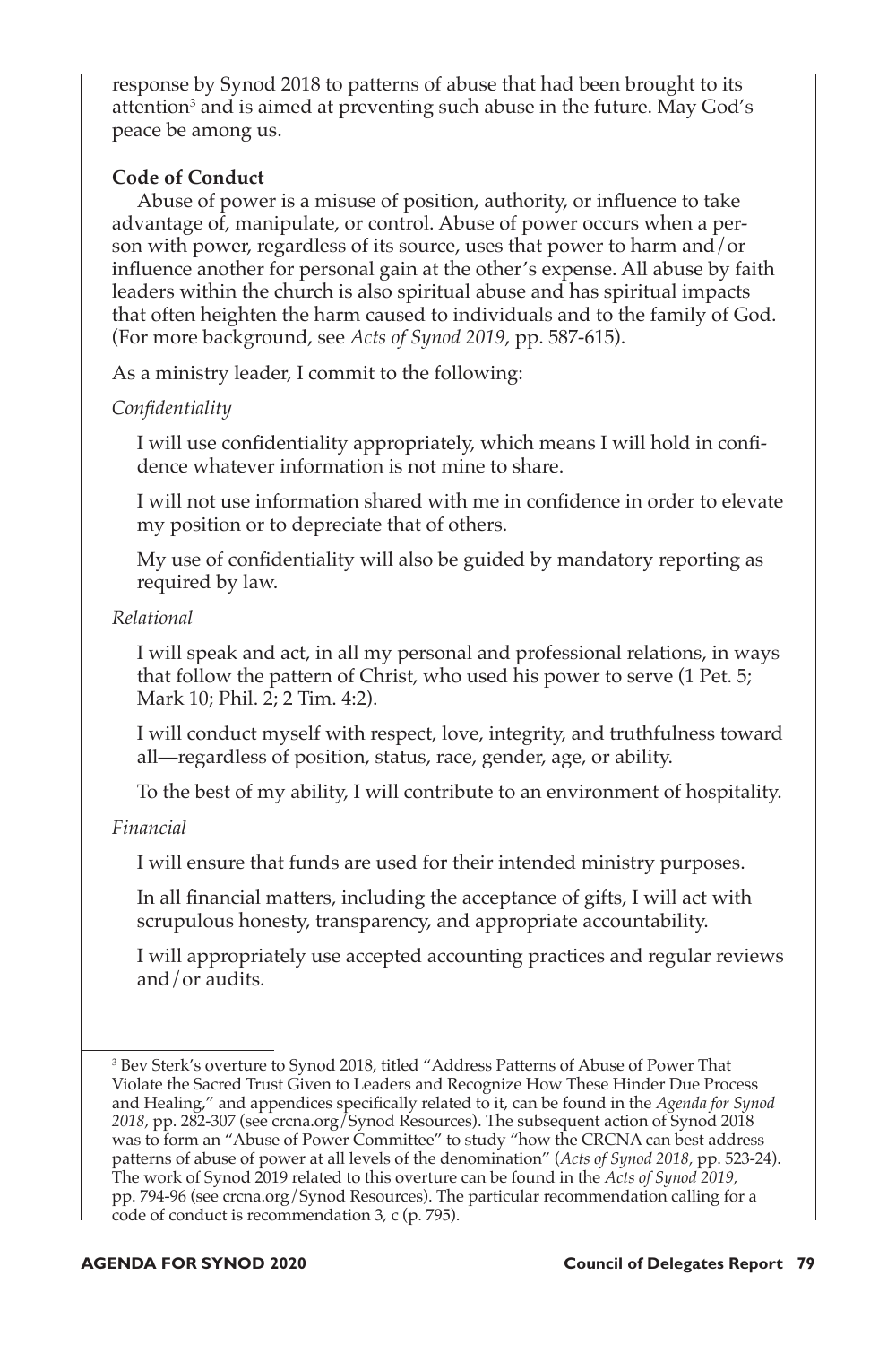response by Synod 2018 to patterns of abuse that had been brought to its attention[3] and is aimed at preventing such abuse in the future. May God's peace be among us.

**Code of Conduct**

Abuse of power is a misuse of position, authority, or influence to take advantage of, manipulate, or control. Abuse of power occurs when a person with power, regardless of its source, uses that power to harm and/or influence another for personal gain at the other's expense. All abuse by faith leaders within the church is also spiritual abuse and has spiritual impacts that often heighten the harm caused to individuals and to the family of God. (For more background, see *Acts of Synod 2019*, pp. 587-615).

As a ministry leader, I commit to the following:

*Confidentiality*

I will use confidentiality appropriately, which means I will hold in confidence whatever information is not mine to share.

I will not use information shared with me in confidence in order to elevate my position or to depreciate that of others.

My use of confidentiality will also be guided by mandatory reporting as required by law.

*Relational*

I will speak and act, in all my personal and professional relations, in ways that follow the pattern of Christ, who used his power to serve (1 Pet. 5; Mark 10; Phil. 2; 2 Tim. 4:2).

I will conduct myself with respect, love, integrity, and truthfulness toward all—regardless of position, status, race, gender, age, or ability.

To the best of my ability, I will contribute to an environment of hospitality.

*Financial*

I will ensure that funds are used for their intended ministry purposes.

In all financial matters, including the acceptance of gifts, I will act with scrupulous honesty, transparency, and appropriate accountability.

I will appropriately use accepted accounting practices and regular reviews and/or audits.

---

[3] Bev Sterk's overture to Synod 2018, titled "Address Patterns of Abuse of Power That Violate the Sacred Trust Given to Leaders and Recognize How These Hinder Due Process and Healing," and appendices specifically related to it, can be found in the *Agenda for Synod 2018,* pp. 282-307 (see crcna.org/Synod Resources). The subsequent action of Synod 2018 was to form an "Abuse of Power Committee" to study "how the CRCNA can best address patterns of abuse of power at all levels of the denomination" (*Acts of Synod 2018,* pp. 523-24). The work of Synod 2019 related to this overture can be found in the *Acts of Synod 2019,* pp. 794-96 (see crcna.org/Synod Resources). The particular recommendation calling for a code of conduct is recommendation 3, c (p. 795).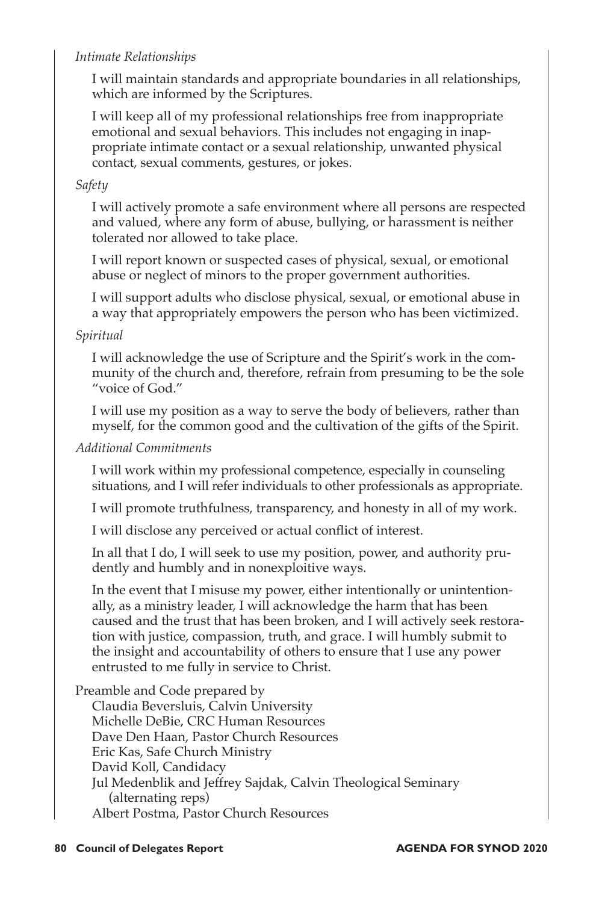*Intimate Relationships*

I will maintain standards and appropriate boundaries in all relationships, which are informed by the Scriptures.

I will keep all of my professional relationships free from inappropriate emotional and sexual behaviors. This includes not engaging in inappropriate intimate contact or a sexual relationship, unwanted physical contact, sexual comments, gestures, or jokes.

*Safety*

I will actively promote a safe environment where all persons are respected and valued, where any form of abuse, bullying, or harassment is neither tolerated nor allowed to take place.

I will report known or suspected cases of physical, sexual, or emotional abuse or neglect of minors to the proper government authorities.

I will support adults who disclose physical, sexual, or emotional abuse in a way that appropriately empowers the person who has been victimized.

*Spiritual*

I will acknowledge the use of Scripture and the Spirit's work in the community of the church and, therefore, refrain from presuming to be the sole "voice of God."

I will use my position as a way to serve the body of believers, rather than myself, for the common good and the cultivation of the gifts of the Spirit.

*Additional Commitments*

I will work within my professional competence, especially in counseling situations, and I will refer individuals to other professionals as appropriate.

I will promote truthfulness, transparency, and honesty in all of my work.

I will disclose any perceived or actual conflict of interest.

In all that I do, I will seek to use my position, power, and authority prudently and humbly and in nonexploitive ways.

In the event that I misuse my power, either intentionally or unintentionally, as a ministry leader, I will acknowledge the harm that has been caused and the trust that has been broken, and I will actively seek restoration with justice, compassion, truth, and grace. I will humbly submit to the insight and accountability of others to ensure that I use any power entrusted to me fully in service to Christ.

Preamble and Code prepared by

Claudia Beversluis, Calvin University
Michelle DeBie, CRC Human Resources
Dave Den Haan, Pastor Church Resources
Eric Kas, Safe Church Ministry
David Koll, Candidacy
Jul Medenblik and Jeffrey Sajdak, Calvin Theological Seminary (alternating reps)
Albert Postma, Pastor Church Resources